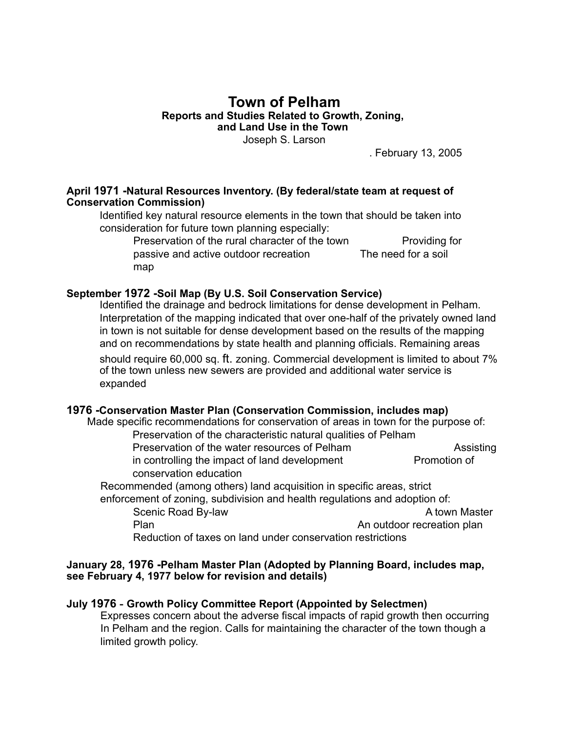# Town of Pelham

**Reports and Studies Related to Growth, Zoning, and Land Use in the Town**

Joseph S. Larson

. February 13, 2005

**April 1971 -Natural Resources Inventory. (By federal/state team at request of Conservation Commission)**

Identified key natural resource elements in the town that should be taken into consideration for future town planning especially:

- Preservation of the rural character of the town
- Providing for passive and active outdoor recreation
- The need for a soil map

**September 1972 -Soil Map (By U.S. Soil Conservation Service)**

Identified the drainage and bedrock limitations for dense development in Pelham. Interpretation of the mapping indicated that over one-half of the privately owned land in town is not suitable for dense development based on the results of the mapping and on recommendations by state health and planning officials. Remaining areas should require 60,000 sq. ft. zoning. Commercial development is limited to about 7% of the town unless new sewers are provided and additional water service is expanded

**1976 -Conservation Master Plan (Conservation Commission, includes map)**

Made specific recommendations for conservation of areas in town for the purpose of:

- Preservation of the characteristic natural qualities of Pelham
- Preservation of the water resources of Pelham
- Assisting in controlling the impact of land development
- Promotion of conservation education

Recommended (among others) land acquisition in specific areas, strict enforcement of zoning, subdivision and health regulations and adoption of:

- Scenic Road By-law
- A town Master Plan
- An outdoor recreation plan
- Reduction of taxes on land under conservation restrictions

**January 28, 1976 -Pelham Master Plan (Adopted by Planning Board, includes map, see February 4, 1977 below for revision and details)**

**July 1976 - Growth Policy Committee Report (Appointed by Selectmen)**

Expresses concern about the adverse fiscal impacts of rapid growth then occurring In Pelham and the region. Calls for maintaining the character of the town though a limited growth policy.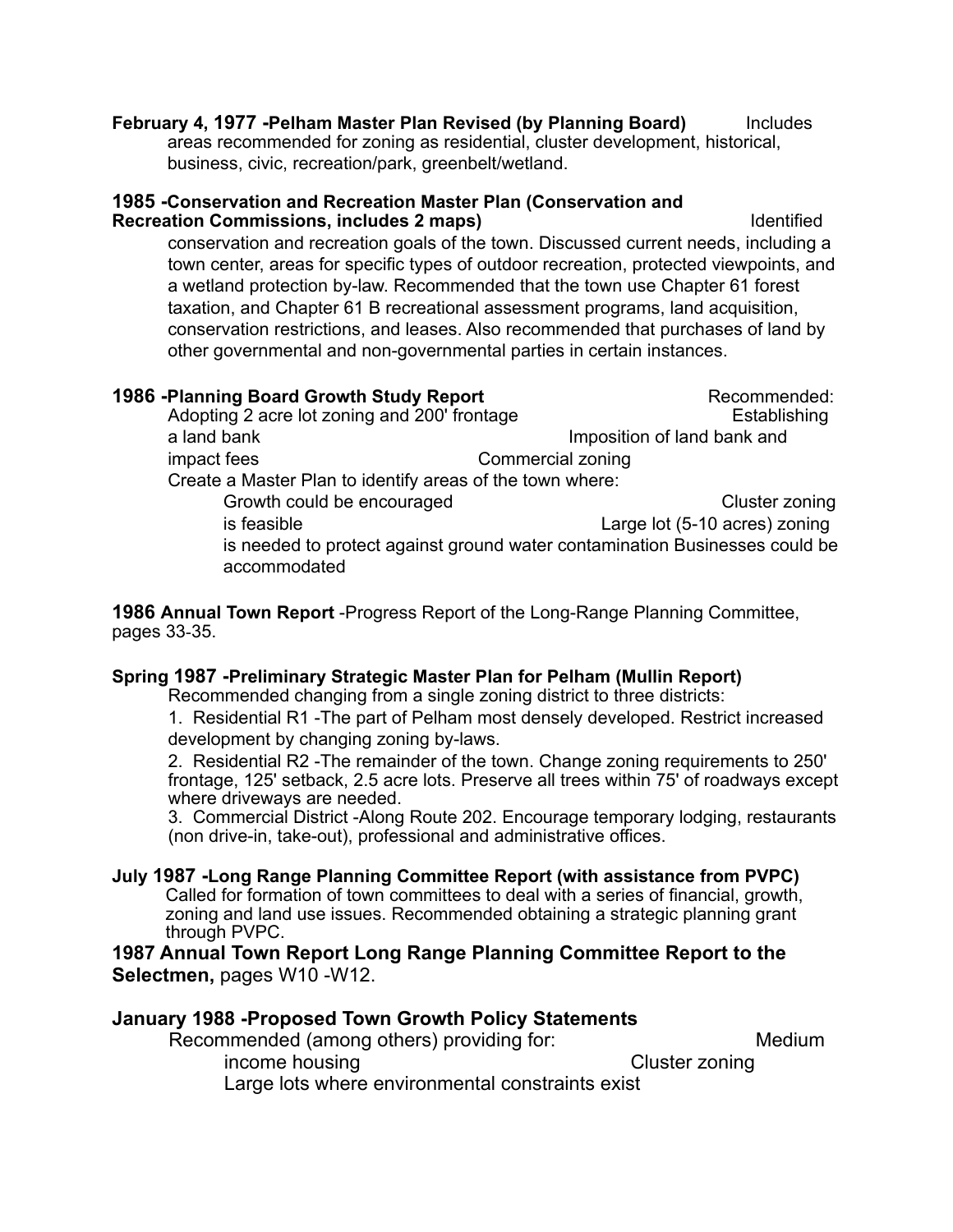**February 4, 1977 -Pelham Master Plan Revised (by Planning Board)** Includes areas recommended for zoning as residential, cluster development, historical, business, civic, recreation/park, greenbelt/wetland.

**1985 -Conservation and Recreation Master Plan (Conservation and Recreation Commissions, includes 2 maps)** Identified conservation and recreation goals of the town. Discussed current needs, including a town center, areas for specific types of outdoor recreation, protected viewpoints, and a wetland protection by-law. Recommended that the town use Chapter 61 forest taxation, and Chapter 61 B recreational assessment programs, land acquisition, conservation restrictions, and leases. Also recommended that purchases of land by other governmental and non-governmental parties in certain instances.

**1986 -Planning Board Growth Study Report** Recommended:

- Adopting 2 acre lot zoning and 200' frontage
- Establishing a land bank
- Imposition of land bank and impact fees
- Commercial zoning
- Create a Master Plan to identify areas of the town where:
  - Growth could be encouraged
  - Cluster zoning is feasible
  - Large lot (5-10 acres) zoning is needed to protect against ground water contamination
  - Businesses could be accommodated

**1986 Annual Town Report** -Progress Report of the Long-Range Planning Committee, pages 33-35.

**Spring 1987 -Preliminary Strategic Master Plan for Pelham (Mullin Report)**
Recommended changing from a single zoning district to three districts:

1. Residential R1 -The part of Pelham most densely developed. Restrict increased development by changing zoning by-laws.
2. Residential R2 -The remainder of the town. Change zoning requirements to 250' frontage, 125' setback, 2.5 acre lots. Preserve all trees within 75' of roadways except where driveways are needed.
3. Commercial District -Along Route 202. Encourage temporary lodging, restaurants (non drive-in, take-out), professional and administrative offices.

**July 1987 -Long Range Planning Committee Report (with assistance from PVPC)**
Called for formation of town committees to deal with a series of financial, growth, zoning and land use issues. Recommended obtaining a strategic planning grant through PVPC.

**1987 Annual Town Report Long Range Planning Committee Report to the Selectmen,** pages W10 -W12.

**January 1988 -Proposed Town Growth Policy Statements**
Recommended (among others) providing for:

- Medium income housing
- Cluster zoning
- Large lots where environmental constraints exist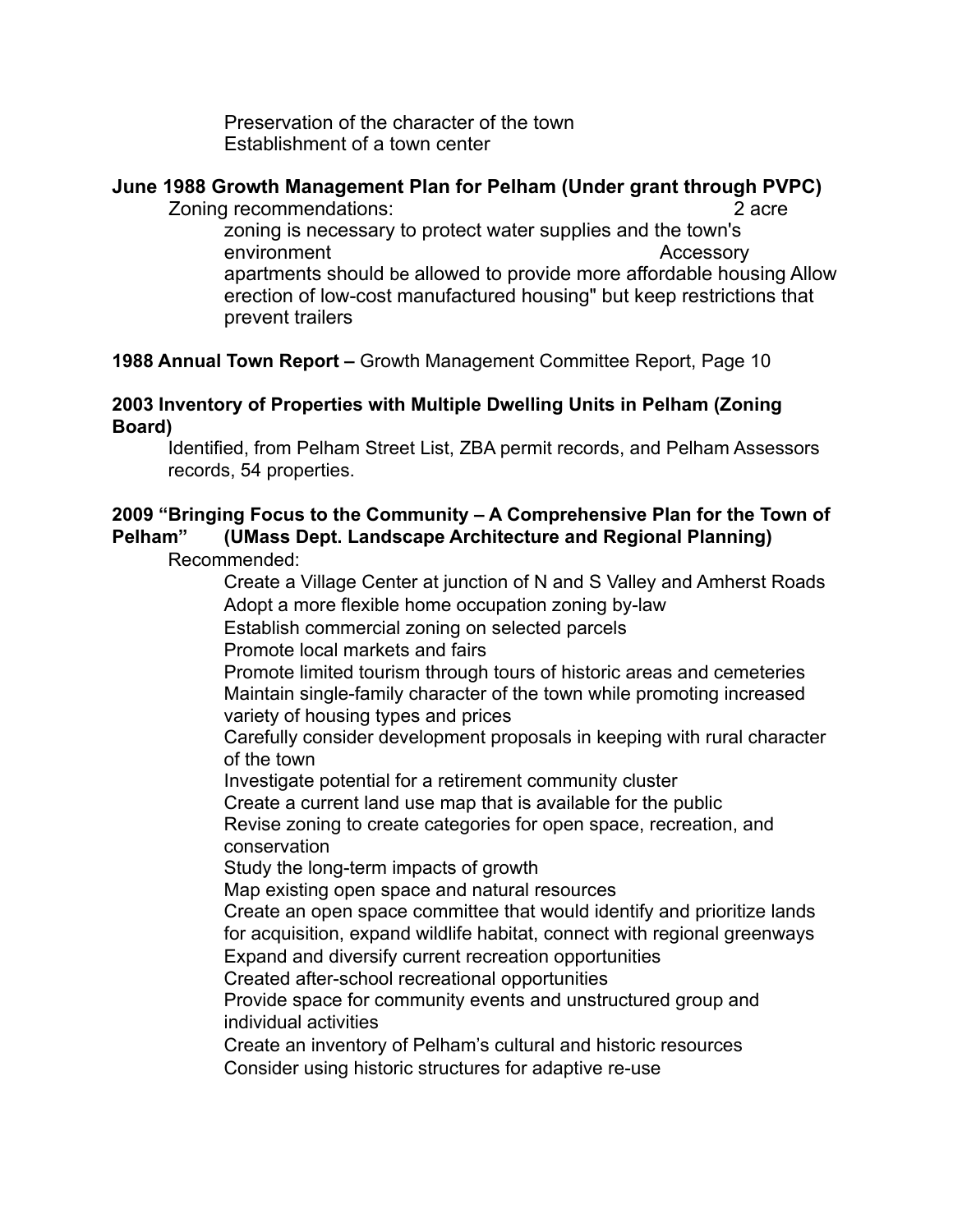Preservation of the character of the town
Establishment of a town center

**June 1988 Growth Management Plan for Pelham (Under grant through PVPC)**

Zoning recommendations: 2 acre zoning is necessary to protect water supplies and the town's environment Accessory apartments should be allowed to provide more affordable housing Allow erection of low-cost manufactured housing" but keep restrictions that prevent trailers

**1988 Annual Town Report –** Growth Management Committee Report, Page 10

**2003 Inventory of Properties with Multiple Dwelling Units in Pelham (Zoning Board)**

Identified, from Pelham Street List, ZBA permit records, and Pelham Assessors records, 54 properties.

**2009 "Bringing Focus to the Community – A Comprehensive Plan for the Town of Pelham" (UMass Dept. Landscape Architecture and Regional Planning)**

Recommended:

Create a Village Center at junction of N and S Valley and Amherst Roads
Adopt a more flexible home occupation zoning by-law
Establish commercial zoning on selected parcels
Promote local markets and fairs
Promote limited tourism through tours of historic areas and cemeteries
Maintain single-family character of the town while promoting increased variety of housing types and prices
Carefully consider development proposals in keeping with rural character of the town
Investigate potential for a retirement community cluster
Create a current land use map that is available for the public
Revise zoning to create categories for open space, recreation, and conservation
Study the long-term impacts of growth
Map existing open space and natural resources
Create an open space committee that would identify and prioritize lands for acquisition, expand wildlife habitat, connect with regional greenways
Expand and diversify current recreation opportunities
Created after-school recreational opportunities
Provide space for community events and unstructured group and individual activities
Create an inventory of Pelham's cultural and historic resources
Consider using historic structures for adaptive re-use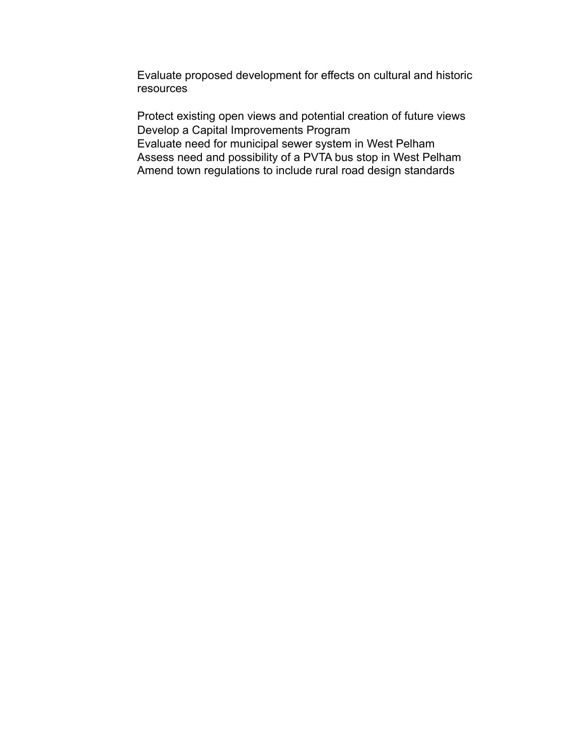Evaluate proposed development for effects on cultural and historic resources

Protect existing open views and potential creation of future views
Develop a Capital Improvements Program
Evaluate need for municipal sewer system in West Pelham
Assess need and possibility of a PVTA bus stop in West Pelham
Amend town regulations to include rural road design standards